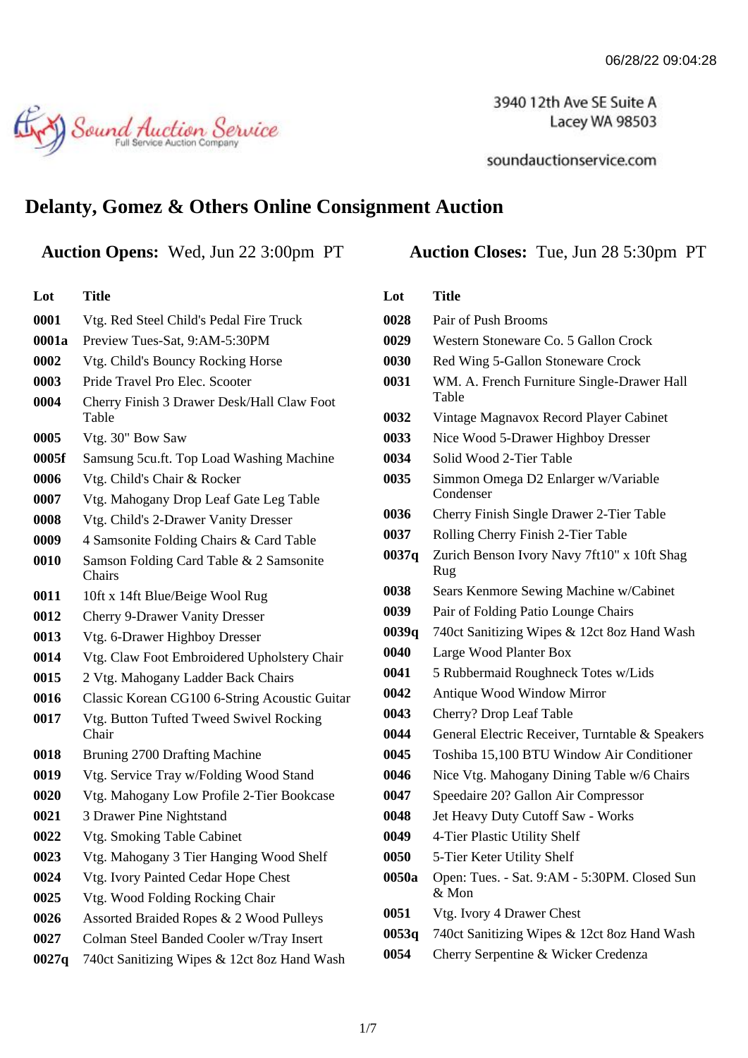06/28/22 09:04:28

Sound Auction Service
Full Service Auction Company

3940 12th Ave SE Suite A
Lacey WA 98503

soundauctionservice.com

# Delanty, Gomez & Others Online Consignment Auction

**Auction Opens:** Wed, Jun 22 3:00pm PT

**Auction Closes:** Tue, Jun 28 5:30pm PT

| Lot | Title |
|---|---|
| 0001 | Vtg. Red Steel Child's Pedal Fire Truck |
| 0001a | Preview Tues-Sat, 9:AM-5:30PM |
| 0002 | Vtg. Child's Bouncy Rocking Horse |
| 0003 | Pride Travel Pro Elec. Scooter |
| 0004 | Cherry Finish 3 Drawer Desk/Hall Claw Foot Table |
| 0005 | Vtg. 30" Bow Saw |
| 0005f | Samsung 5cu.ft. Top Load Washing Machine |
| 0006 | Vtg. Child's Chair & Rocker |
| 0007 | Vtg. Mahogany Drop Leaf Gate Leg Table |
| 0008 | Vtg. Child's 2-Drawer Vanity Dresser |
| 0009 | 4 Samsonite Folding Chairs & Card Table |
| 0010 | Samson Folding Card Table & 2 Samsonite Chairs |
| 0011 | 10ft x 14ft Blue/Beige Wool Rug |
| 0012 | Cherry 9-Drawer Vanity Dresser |
| 0013 | Vtg. 6-Drawer Highboy Dresser |
| 0014 | Vtg. Claw Foot Embroidered Upholstery Chair |
| 0015 | 2 Vtg. Mahogany Ladder Back Chairs |
| 0016 | Classic Korean CG100 6-String Acoustic Guitar |
| 0017 | Vtg. Button Tufted Tweed Swivel Rocking Chair |
| 0018 | Bruning 2700 Drafting Machine |
| 0019 | Vtg. Service Tray w/Folding Wood Stand |
| 0020 | Vtg. Mahogany Low Profile 2-Tier Bookcase |
| 0021 | 3 Drawer Pine Nightstand |
| 0022 | Vtg. Smoking Table Cabinet |
| 0023 | Vtg. Mahogany 3 Tier Hanging Wood Shelf |
| 0024 | Vtg. Ivory Painted Cedar Hope Chest |
| 0025 | Vtg. Wood Folding Rocking Chair |
| 0026 | Assorted Braided Ropes & 2 Wood Pulleys |
| 0027 | Colman Steel Banded Cooler w/Tray Insert |
| 0027q | 740ct Sanitizing Wipes & 12ct 8oz Hand Wash |
| 0028 | Pair of Push Brooms |
| 0029 | Western Stoneware Co. 5 Gallon Crock |
| 0030 | Red Wing 5-Gallon Stoneware Crock |
| 0031 | WM. A. French Furniture Single-Drawer Hall Table |
| 0032 | Vintage Magnavox Record Player Cabinet |
| 0033 | Nice Wood 5-Drawer Highboy Dresser |
| 0034 | Solid Wood 2-Tier Table |
| 0035 | Simmon Omega D2 Enlarger w/Variable Condenser |
| 0036 | Cherry Finish Single Drawer 2-Tier Table |
| 0037 | Rolling Cherry Finish 2-Tier Table |
| 0037q | Zurich Benson Ivory Navy 7ft10" x 10ft Shag Rug |
| 0038 | Sears Kenmore Sewing Machine w/Cabinet |
| 0039 | Pair of Folding Patio Lounge Chairs |
| 0039q | 740ct Sanitizing Wipes & 12ct 8oz Hand Wash |
| 0040 | Large Wood Planter Box |
| 0041 | 5 Rubbermaid Roughneck Totes w/Lids |
| 0042 | Antique Wood Window Mirror |
| 0043 | Cherry? Drop Leaf Table |
| 0044 | General Electric Receiver, Turntable & Speakers |
| 0045 | Toshiba 15,100 BTU Window Air Conditioner |
| 0046 | Nice Vtg. Mahogany Dining Table w/6 Chairs |
| 0047 | Speedaire 20? Gallon Air Compressor |
| 0048 | Jet Heavy Duty Cutoff Saw - Works |
| 0049 | 4-Tier Plastic Utility Shelf |
| 0050 | 5-Tier Keter Utility Shelf |
| 0050a | Open: Tues. - Sat. 9:AM - 5:30PM. Closed Sun & Mon |
| 0051 | Vtg. Ivory 4 Drawer Chest |
| 0053q | 740ct Sanitizing Wipes & 12ct 8oz Hand Wash |
| 0054 | Cherry Serpentine & Wicker Credenza |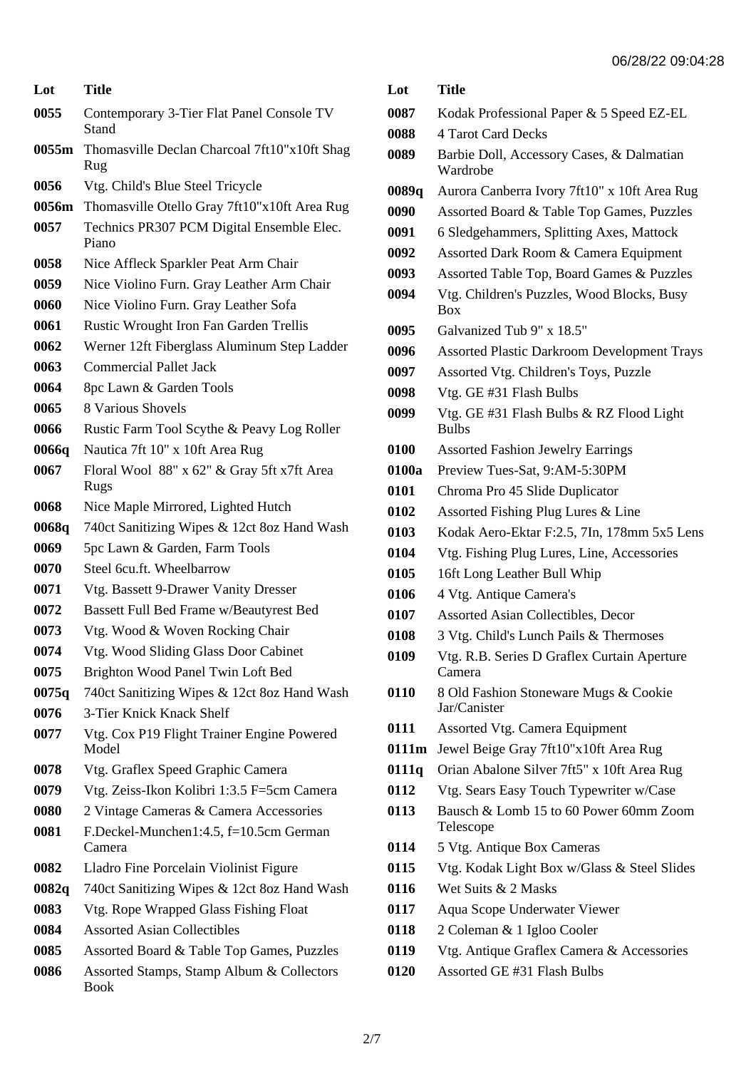| Lot | Title |
| --- | --- |
| 0055 | Contemporary 3-Tier Flat Panel Console TV Stand |
| 0055m | Thomasville Declan Charcoal 7ft10"x10ft Shag Rug |
| 0056 | Vtg. Child's Blue Steel Tricycle |
| 0056m | Thomasville Otello Gray 7ft10"x10ft Area Rug |
| 0057 | Technics PR307 PCM Digital Ensemble Elec. Piano |
| 0058 | Nice Affleck Sparkler Peat Arm Chair |
| 0059 | Nice Violino Furn. Gray Leather Arm Chair |
| 0060 | Nice Violino Furn. Gray Leather Sofa |
| 0061 | Rustic Wrought Iron Fan Garden Trellis |
| 0062 | Werner 12ft Fiberglass Aluminum Step Ladder |
| 0063 | Commercial Pallet Jack |
| 0064 | 8pc Lawn & Garden Tools |
| 0065 | 8 Various Shovels |
| 0066 | Rustic Farm Tool Scythe & Peavy Log Roller |
| 0066q | Nautica 7ft 10" x 10ft Area Rug |
| 0067 | Floral Wool 88" x 62" & Gray 5ft x7ft Area Rugs |
| 0068 | Nice Maple Mirrored, Lighted Hutch |
| 0068q | 740ct Sanitizing Wipes & 12ct 8oz Hand Wash |
| 0069 | 5pc Lawn & Garden, Farm Tools |
| 0070 | Steel 6cu.ft. Wheelbarrow |
| 0071 | Vtg. Bassett 9-Drawer Vanity Dresser |
| 0072 | Bassett Full Bed Frame w/Beautyrest Bed |
| 0073 | Vtg. Wood & Woven Rocking Chair |
| 0074 | Vtg. Wood Sliding Glass Door Cabinet |
| 0075 | Brighton Wood Panel Twin Loft Bed |
| 0075q | 740ct Sanitizing Wipes & 12ct 8oz Hand Wash |
| 0076 | 3-Tier Knick Knack Shelf |
| 0077 | Vtg. Cox P19 Flight Trainer Engine Powered Model |
| 0078 | Vtg. Graflex Speed Graphic Camera |
| 0079 | Vtg. Zeiss-Ikon Kolibri 1:3.5 F=5cm Camera |
| 0080 | 2 Vintage Cameras & Camera Accessories |
| 0081 | F.Deckel-Munchen1:4.5, f=10.5cm German Camera |
| 0082 | Lladro Fine Porcelain Violinist Figure |
| 0082q | 740ct Sanitizing Wipes & 12ct 8oz Hand Wash |
| 0083 | Vtg. Rope Wrapped Glass Fishing Float |
| 0084 | Assorted Asian Collectibles |
| 0085 | Assorted Board & Table Top Games, Puzzles |
| 0086 | Assorted Stamps, Stamp Album & Collectors Book |
| 0087 | Kodak Professional Paper & 5 Speed EZ-EL |
| 0088 | 4 Tarot Card Decks |
| 0089 | Barbie Doll, Accessory Cases, & Dalmatian Wardrobe |
| 0089q | Aurora Canberra Ivory 7ft10" x 10ft Area Rug |
| 0090 | Assorted Board & Table Top Games, Puzzles |
| 0091 | 6 Sledgehammers, Splitting Axes, Mattock |
| 0092 | Assorted Dark Room & Camera Equipment |
| 0093 | Assorted Table Top, Board Games & Puzzles |
| 0094 | Vtg. Children's Puzzles, Wood Blocks, Busy Box |
| 0095 | Galvanized Tub 9" x 18.5" |
| 0096 | Assorted Plastic Darkroom Development Trays |
| 0097 | Assorted Vtg. Children's Toys, Puzzle |
| 0098 | Vtg. GE #31 Flash Bulbs |
| 0099 | Vtg. GE #31 Flash Bulbs & RZ Flood Light Bulbs |
| 0100 | Assorted Fashion Jewelry Earrings |
| 0100a | Preview Tues-Sat, 9:AM-5:30PM |
| 0101 | Chroma Pro 45 Slide Duplicator |
| 0102 | Assorted Fishing Plug Lures & Line |
| 0103 | Kodak Aero-Ektar F:2.5, 7In, 178mm 5x5 Lens |
| 0104 | Vtg. Fishing Plug Lures, Line, Accessories |
| 0105 | 16ft Long Leather Bull Whip |
| 0106 | 4 Vtg. Antique Camera's |
| 0107 | Assorted Asian Collectibles, Decor |
| 0108 | 3 Vtg. Child's Lunch Pails & Thermoses |
| 0109 | Vtg. R.B. Series D Graflex Curtain Aperture Camera |
| 0110 | 8 Old Fashion Stoneware Mugs & Cookie Jar/Canister |
| 0111 | Assorted Vtg. Camera Equipment |
| 0111m | Jewel Beige Gray 7ft10"x10ft Area Rug |
| 0111q | Orian Abalone Silver 7ft5" x 10ft Area Rug |
| 0112 | Vtg. Sears Easy Touch Typewriter w/Case |
| 0113 | Bausch & Lomb 15 to 60 Power 60mm Zoom Telescope |
| 0114 | 5 Vtg. Antique Box Cameras |
| 0115 | Vtg. Kodak Light Box w/Glass & Steel Slides |
| 0116 | Wet Suits & 2 Masks |
| 0117 | Aqua Scope Underwater Viewer |
| 0118 | 2 Coleman & 1 Igloo Cooler |
| 0119 | Vtg. Antique Graflex Camera & Accessories |
| 0120 | Assorted GE #31 Flash Bulbs |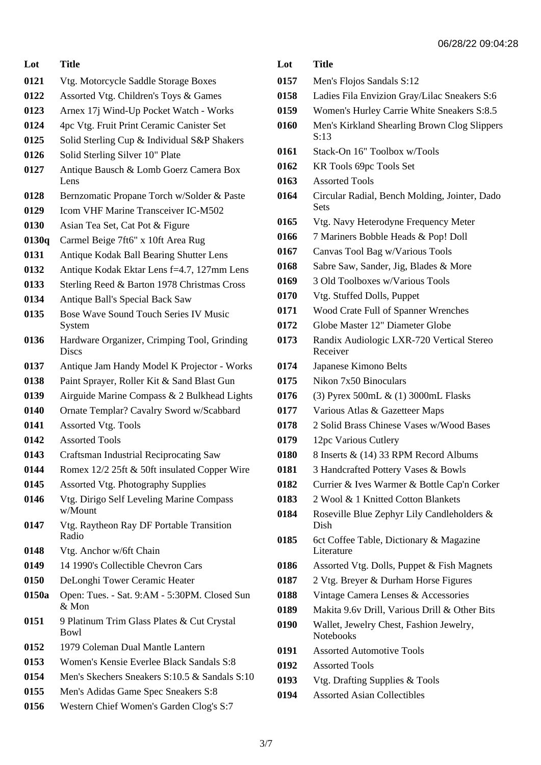06/28/22 09:04:28

| Lot | Title |
|---|---|
| 0121 | Vtg. Motorcycle Saddle Storage Boxes |
| 0122 | Assorted Vtg. Children's Toys & Games |
| 0123 | Arnex 17j Wind-Up Pocket Watch - Works |
| 0124 | 4pc Vtg. Fruit Print Ceramic Canister Set |
| 0125 | Solid Sterling Cup & Individual S&P Shakers |
| 0126 | Solid Sterling Silver 10" Plate |
| 0127 | Antique Bausch & Lomb Goerz Camera Box Lens |
| 0128 | Bernzomatic Propane Torch w/Solder & Paste |
| 0129 | Icom VHF Marine Transceiver IC-M502 |
| 0130 | Asian Tea Set, Cat Pot & Figure |
| 0130q | Carmel Beige 7ft6" x 10ft Area Rug |
| 0131 | Antique Kodak Ball Bearing Shutter Lens |
| 0132 | Antique Kodak Ektar Lens f=4.7, 127mm Lens |
| 0133 | Sterling Reed & Barton 1978 Christmas Cross |
| 0134 | Antique Ball's Special Back Saw |
| 0135 | Bose Wave Sound Touch Series IV Music System |
| 0136 | Hardware Organizer, Crimping Tool, Grinding Discs |
| 0137 | Antique Jam Handy Model K Projector - Works |
| 0138 | Paint Sprayer, Roller Kit & Sand Blast Gun |
| 0139 | Airguide Marine Compass & 2 Bulkhead Lights |
| 0140 | Ornate Templar? Cavalry Sword w/Scabbard |
| 0141 | Assorted Vtg. Tools |
| 0142 | Assorted Tools |
| 0143 | Craftsman Industrial Reciprocating Saw |
| 0144 | Romex 12/2 25ft & 50ft insulated Copper Wire |
| 0145 | Assorted Vtg. Photography Supplies |
| 0146 | Vtg. Dirigo Self Leveling Marine Compass w/Mount |
| 0147 | Vtg. Raytheon Ray DF Portable Transition Radio |
| 0148 | Vtg. Anchor w/6ft Chain |
| 0149 | 14 1990's Collectible Chevron Cars |
| 0150 | DeLonghi Tower Ceramic Heater |
| 0150a | Open: Tues. - Sat. 9:AM - 5:30PM. Closed Sun & Mon |
| 0151 | 9 Platinum Trim Glass Plates & Cut Crystal Bowl |
| 0152 | 1979 Coleman Dual Mantle Lantern |
| 0153 | Women's Kensie Everlee Black Sandals S:8 |
| 0154 | Men's Skechers Sneakers S:10.5 & Sandals S:10 |
| 0155 | Men's Adidas Game Spec Sneakers S:8 |
| 0156 | Western Chief Women's Garden Clog's S:7 |
| 0157 | Men's Flojos Sandals S:12 |
| 0158 | Ladies Fila Envizion Gray/Lilac Sneakers S:6 |
| 0159 | Women's Hurley Carrie White Sneakers S:8.5 |
| 0160 | Men's Kirkland Shearling Brown Clog Slippers S:13 |
| 0161 | Stack-On 16" Toolbox w/Tools |
| 0162 | KR Tools 69pc Tools Set |
| 0163 | Assorted Tools |
| 0164 | Circular Radial, Bench Molding, Jointer, Dado Sets |
| 0165 | Vtg. Navy Heterodyne Frequency Meter |
| 0166 | 7 Mariners Bobble Heads & Pop! Doll |
| 0167 | Canvas Tool Bag w/Various Tools |
| 0168 | Sabre Saw, Sander, Jig, Blades & More |
| 0169 | 3 Old Toolboxes w/Various Tools |
| 0170 | Vtg. Stuffed Dolls, Puppet |
| 0171 | Wood Crate Full of Spanner Wrenches |
| 0172 | Globe Master 12" Diameter Globe |
| 0173 | Randix Audiologic LXR-720 Vertical Stereo Receiver |
| 0174 | Japanese Kimono Belts |
| 0175 | Nikon 7x50 Binoculars |
| 0176 | (3) Pyrex 500mL & (1) 3000mL Flasks |
| 0177 | Various Atlas & Gazetteer Maps |
| 0178 | 2 Solid Brass Chinese Vases w/Wood Bases |
| 0179 | 12pc Various Cutlery |
| 0180 | 8 Inserts & (14) 33 RPM Record Albums |
| 0181 | 3 Handcrafted Pottery Vases & Bowls |
| 0182 | Currier & Ives Warmer & Bottle Cap'n Corker |
| 0183 | 2 Wool & 1 Knitted Cotton Blankets |
| 0184 | Roseville Blue Zephyr Lily Candleholders & Dish |
| 0185 | 6ct Coffee Table, Dictionary & Magazine Literature |
| 0186 | Assorted Vtg. Dolls, Puppet & Fish Magnets |
| 0187 | 2 Vtg. Breyer & Durham Horse Figures |
| 0188 | Vintage Camera Lenses & Accessories |
| 0189 | Makita 9.6v Drill, Various Drill & Other Bits |
| 0190 | Wallet, Jewelry Chest, Fashion Jewelry, Notebooks |
| 0191 | Assorted Automotive Tools |
| 0192 | Assorted Tools |
| 0193 | Vtg. Drafting Supplies & Tools |
| 0194 | Assorted Asian Collectibles |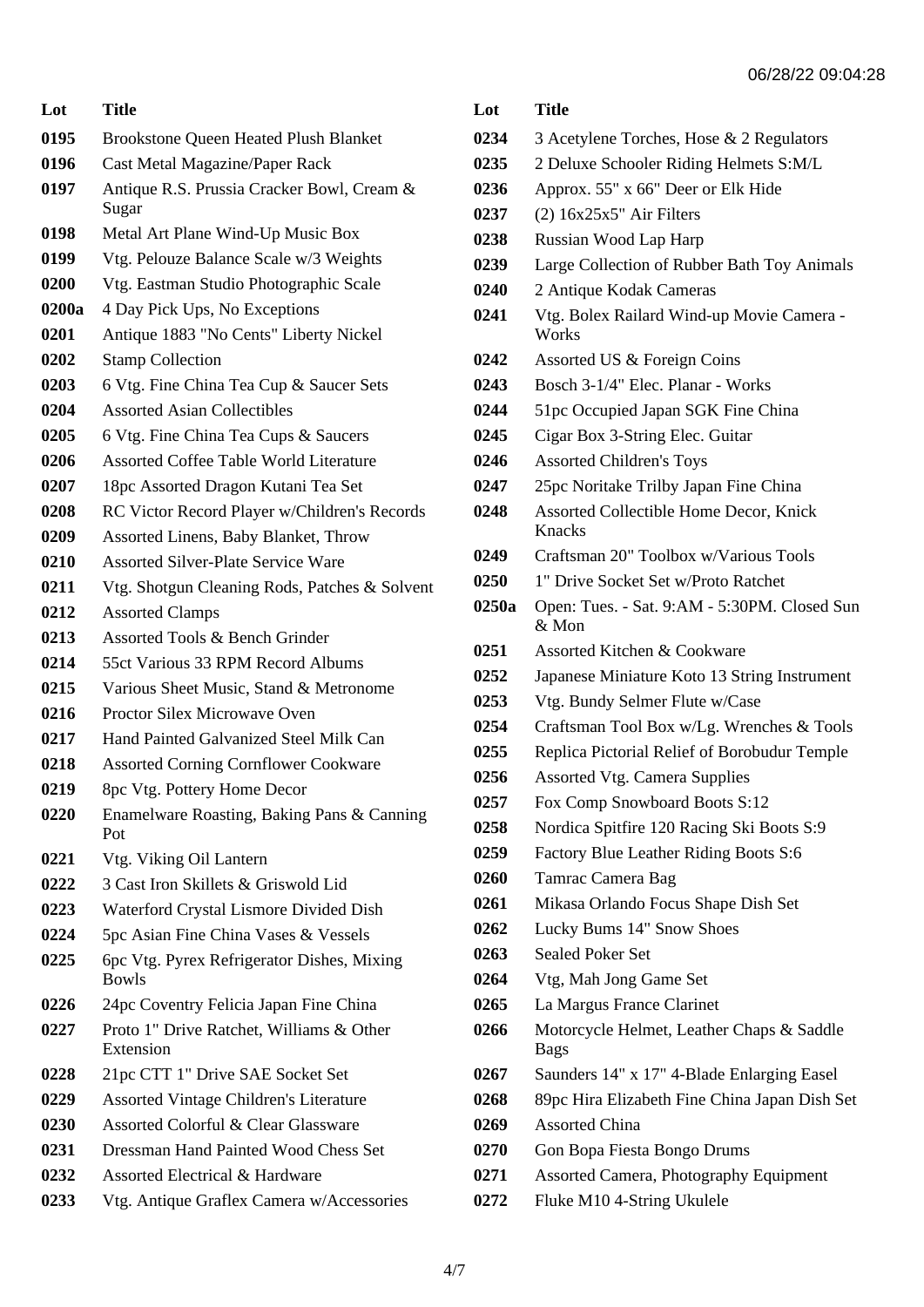| Lot | Title |
|---|---|
| 0195 | Brookstone Queen Heated Plush Blanket |
| 0196 | Cast Metal Magazine/Paper Rack |
| 0197 | Antique R.S. Prussia Cracker Bowl, Cream & Sugar |
| 0198 | Metal Art Plane Wind-Up Music Box |
| 0199 | Vtg. Pelouze Balance Scale w/3 Weights |
| 0200 | Vtg. Eastman Studio Photographic Scale |
| 0200a | 4 Day Pick Ups, No Exceptions |
| 0201 | Antique 1883 "No Cents" Liberty Nickel |
| 0202 | Stamp Collection |
| 0203 | 6 Vtg. Fine China Tea Cup & Saucer Sets |
| 0204 | Assorted Asian Collectibles |
| 0205 | 6 Vtg. Fine China Tea Cups & Saucers |
| 0206 | Assorted Coffee Table World Literature |
| 0207 | 18pc Assorted Dragon Kutani Tea Set |
| 0208 | RC Victor Record Player w/Children's Records |
| 0209 | Assorted Linens, Baby Blanket, Throw |
| 0210 | Assorted Silver-Plate Service Ware |
| 0211 | Vtg. Shotgun Cleaning Rods, Patches & Solvent |
| 0212 | Assorted Clamps |
| 0213 | Assorted Tools & Bench Grinder |
| 0214 | 55ct Various 33 RPM Record Albums |
| 0215 | Various Sheet Music, Stand & Metronome |
| 0216 | Proctor Silex Microwave Oven |
| 0217 | Hand Painted Galvanized Steel Milk Can |
| 0218 | Assorted Corning Cornflower Cookware |
| 0219 | 8pc Vtg. Pottery Home Decor |
| 0220 | Enamelware Roasting, Baking Pans & Canning Pot |
| 0221 | Vtg. Viking Oil Lantern |
| 0222 | 3 Cast Iron Skillets & Griswold Lid |
| 0223 | Waterford Crystal Lismore Divided Dish |
| 0224 | 5pc Asian Fine China Vases & Vessels |
| 0225 | 6pc Vtg. Pyrex Refrigerator Dishes, Mixing Bowls |
| 0226 | 24pc Coventry Felicia Japan Fine China |
| 0227 | Proto 1" Drive Ratchet, Williams & Other Extension |
| 0228 | 21pc CTT 1" Drive SAE Socket Set |
| 0229 | Assorted Vintage Children's Literature |
| 0230 | Assorted Colorful & Clear Glassware |
| 0231 | Dressman Hand Painted Wood Chess Set |
| 0232 | Assorted Electrical & Hardware |
| 0233 | Vtg. Antique Graflex Camera w/Accessories |
| 0234 | 3 Acetylene Torches, Hose & 2 Regulators |
| 0235 | 2 Deluxe Schooler Riding Helmets S:M/L |
| 0236 | Approx. 55" x 66" Deer or Elk Hide |
| 0237 | (2) 16x25x5" Air Filters |
| 0238 | Russian Wood Lap Harp |
| 0239 | Large Collection of Rubber Bath Toy Animals |
| 0240 | 2 Antique Kodak Cameras |
| 0241 | Vtg. Bolex Railard Wind-up Movie Camera - Works |
| 0242 | Assorted US & Foreign Coins |
| 0243 | Bosch 3-1/4" Elec. Planar - Works |
| 0244 | 51pc Occupied Japan SGK Fine China |
| 0245 | Cigar Box 3-String Elec. Guitar |
| 0246 | Assorted Children's Toys |
| 0247 | 25pc Noritake Trilby Japan Fine China |
| 0248 | Assorted Collectible Home Decor, Knick Knacks |
| 0249 | Craftsman 20" Toolbox w/Various Tools |
| 0250 | 1" Drive Socket Set w/Proto Ratchet |
| 0250a | Open: Tues. - Sat. 9:AM - 5:30PM. Closed Sun & Mon |
| 0251 | Assorted Kitchen & Cookware |
| 0252 | Japanese Miniature Koto 13 String Instrument |
| 0253 | Vtg. Bundy Selmer Flute w/Case |
| 0254 | Craftsman Tool Box w/Lg. Wrenches & Tools |
| 0255 | Replica Pictorial Relief of Borobudur Temple |
| 0256 | Assorted Vtg. Camera Supplies |
| 0257 | Fox Comp Snowboard Boots S:12 |
| 0258 | Nordica Spitfire 120 Racing Ski Boots S:9 |
| 0259 | Factory Blue Leather Riding Boots S:6 |
| 0260 | Tamrac Camera Bag |
| 0261 | Mikasa Orlando Focus Shape Dish Set |
| 0262 | Lucky Bums 14" Snow Shoes |
| 0263 | Sealed Poker Set |
| 0264 | Vtg, Mah Jong Game Set |
| 0265 | La Margus France Clarinet |
| 0266 | Motorcycle Helmet, Leather Chaps & Saddle Bags |
| 0267 | Saunders 14" x 17" 4-Blade Enlarging Easel |
| 0268 | 89pc Hira Elizabeth Fine China Japan Dish Set |
| 0269 | Assorted China |
| 0270 | Gon Bopa Fiesta Bongo Drums |
| 0271 | Assorted Camera, Photography Equipment |
| 0272 | Fluke M10 4-String Ukulele |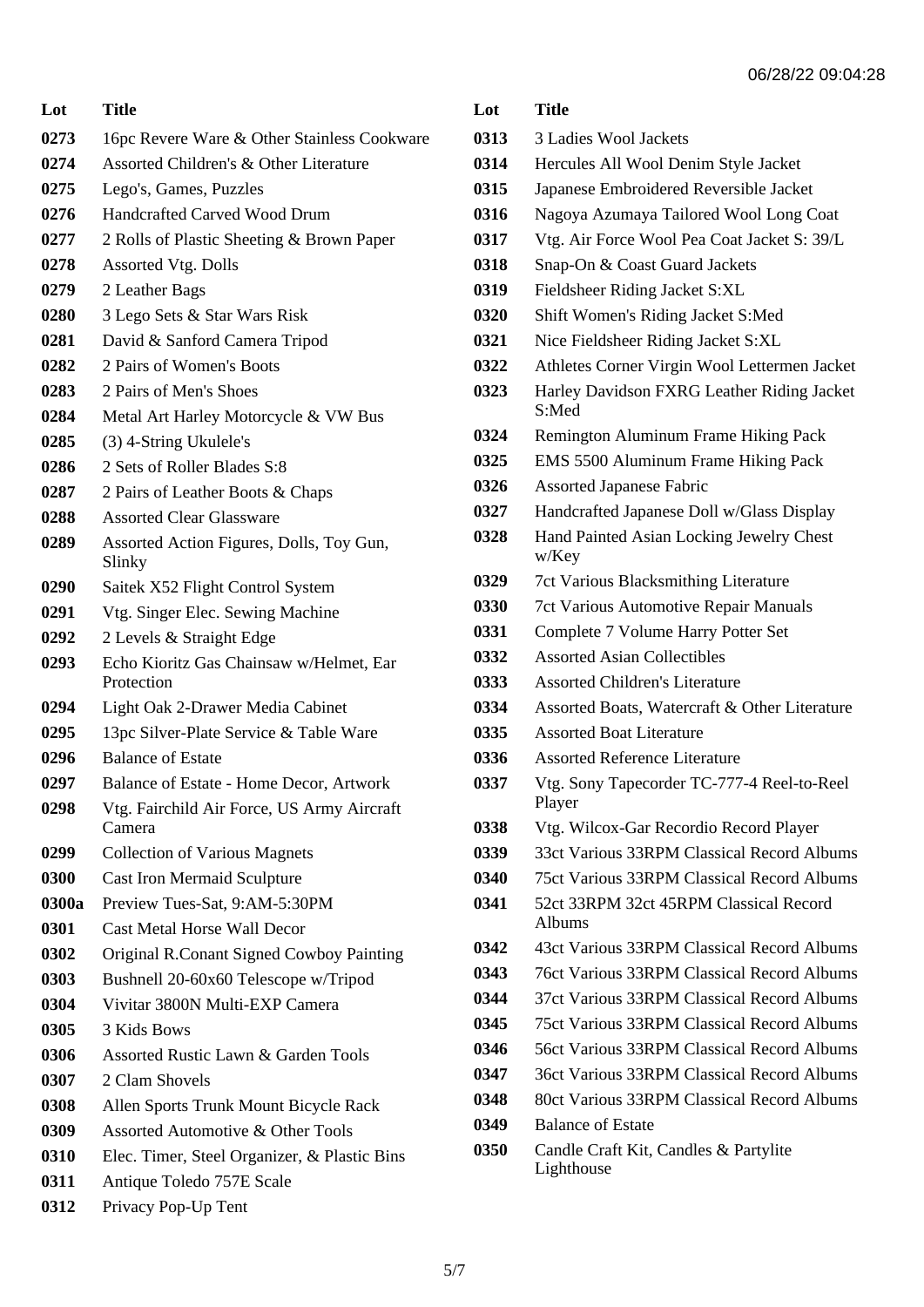| Lot | Title |
| --- | --- |
| 0273 | 16pc Revere Ware & Other Stainless Cookware |
| 0274 | Assorted Children's & Other Literature |
| 0275 | Lego's, Games, Puzzles |
| 0276 | Handcrafted Carved Wood Drum |
| 0277 | 2 Rolls of Plastic Sheeting & Brown Paper |
| 0278 | Assorted Vtg. Dolls |
| 0279 | 2 Leather Bags |
| 0280 | 3 Lego Sets & Star Wars Risk |
| 0281 | David & Sanford Camera Tripod |
| 0282 | 2 Pairs of Women's Boots |
| 0283 | 2 Pairs of Men's Shoes |
| 0284 | Metal Art Harley Motorcycle & VW Bus |
| 0285 | (3) 4-String Ukulele's |
| 0286 | 2 Sets of Roller Blades S:8 |
| 0287 | 2 Pairs of Leather Boots & Chaps |
| 0288 | Assorted Clear Glassware |
| 0289 | Assorted Action Figures, Dolls, Toy Gun, Slinky |
| 0290 | Saitek X52 Flight Control System |
| 0291 | Vtg. Singer Elec. Sewing Machine |
| 0292 | 2 Levels & Straight Edge |
| 0293 | Echo Kioritz Gas Chainsaw w/Helmet, Ear Protection |
| 0294 | Light Oak 2-Drawer Media Cabinet |
| 0295 | 13pc Silver-Plate Service & Table Ware |
| 0296 | Balance of Estate |
| 0297 | Balance of Estate - Home Decor, Artwork |
| 0298 | Vtg. Fairchild Air Force, US Army Aircraft Camera |
| 0299 | Collection of Various Magnets |
| 0300 | Cast Iron Mermaid Sculpture |
| 0300a | Preview Tues-Sat, 9:AM-5:30PM |
| 0301 | Cast Metal Horse Wall Decor |
| 0302 | Original R.Conant Signed Cowboy Painting |
| 0303 | Bushnell 20-60x60 Telescope w/Tripod |
| 0304 | Vivitar 3800N Multi-EXP Camera |
| 0305 | 3 Kids Bows |
| 0306 | Assorted Rustic Lawn & Garden Tools |
| 0307 | 2 Clam Shovels |
| 0308 | Allen Sports Trunk Mount Bicycle Rack |
| 0309 | Assorted Automotive & Other Tools |
| 0310 | Elec. Timer, Steel Organizer, & Plastic Bins |
| 0311 | Antique Toledo 757E Scale |
| 0312 | Privacy Pop-Up Tent |
| 0313 | 3 Ladies Wool Jackets |
| 0314 | Hercules All Wool Denim Style Jacket |
| 0315 | Japanese Embroidered Reversible Jacket |
| 0316 | Nagoya Azumaya Tailored Wool Long Coat |
| 0317 | Vtg. Air Force Wool Pea Coat Jacket S: 39/L |
| 0318 | Snap-On & Coast Guard Jackets |
| 0319 | Fieldsheer Riding Jacket S:XL |
| 0320 | Shift Women's Riding Jacket S:Med |
| 0321 | Nice Fieldsheer Riding Jacket S:XL |
| 0322 | Athletes Corner Virgin Wool Lettermen Jacket |
| 0323 | Harley Davidson FXRG Leather Riding Jacket S:Med |
| 0324 | Remington Aluminum Frame Hiking Pack |
| 0325 | EMS 5500 Aluminum Frame Hiking Pack |
| 0326 | Assorted Japanese Fabric |
| 0327 | Handcrafted Japanese Doll w/Glass Display |
| 0328 | Hand Painted Asian Locking Jewelry Chest w/Key |
| 0329 | 7ct Various Blacksmithing Literature |
| 0330 | 7ct Various Automotive Repair Manuals |
| 0331 | Complete 7 Volume Harry Potter Set |
| 0332 | Assorted Asian Collectibles |
| 0333 | Assorted Children's Literature |
| 0334 | Assorted Boats, Watercraft & Other Literature |
| 0335 | Assorted Boat Literature |
| 0336 | Assorted Reference Literature |
| 0337 | Vtg. Sony Tapecorder TC-777-4 Reel-to-Reel Player |
| 0338 | Vtg. Wilcox-Gar Recordio Record Player |
| 0339 | 33ct Various 33RPM Classical Record Albums |
| 0340 | 75ct Various 33RPM Classical Record Albums |
| 0341 | 52ct 33RPM 32ct 45RPM Classical Record Albums |
| 0342 | 43ct Various 33RPM Classical Record Albums |
| 0343 | 76ct Various 33RPM Classical Record Albums |
| 0344 | 37ct Various 33RPM Classical Record Albums |
| 0345 | 75ct Various 33RPM Classical Record Albums |
| 0346 | 56ct Various 33RPM Classical Record Albums |
| 0347 | 36ct Various 33RPM Classical Record Albums |
| 0348 | 80ct Various 33RPM Classical Record Albums |
| 0349 | Balance of Estate |
| 0350 | Candle Craft Kit, Candles & Partylite Lighthouse |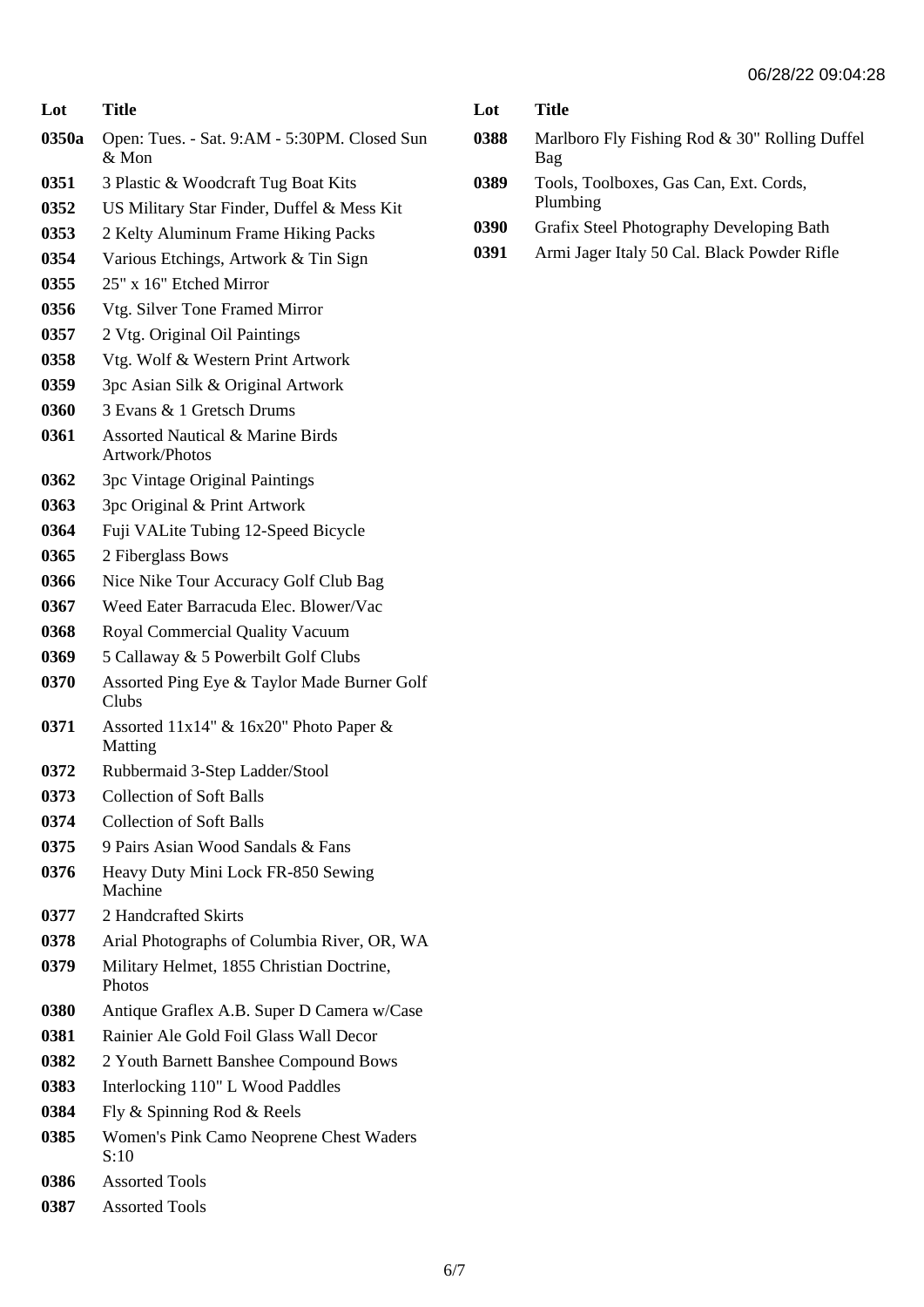| Lot | Title |
|---|---|
| 0350a | Open: Tues. - Sat. 9:AM - 5:30PM. Closed Sun & Mon |
| 0351 | 3 Plastic & Woodcraft Tug Boat Kits |
| 0352 | US Military Star Finder, Duffel & Mess Kit |
| 0353 | 2 Kelty Aluminum Frame Hiking Packs |
| 0354 | Various Etchings, Artwork & Tin Sign |
| 0355 | 25" x 16" Etched Mirror |
| 0356 | Vtg. Silver Tone Framed Mirror |
| 0357 | 2 Vtg. Original Oil Paintings |
| 0358 | Vtg. Wolf & Western Print Artwork |
| 0359 | 3pc Asian Silk & Original Artwork |
| 0360 | 3 Evans & 1 Gretsch Drums |
| 0361 | Assorted Nautical & Marine Birds Artwork/Photos |
| 0362 | 3pc Vintage Original Paintings |
| 0363 | 3pc Original & Print Artwork |
| 0364 | Fuji VALite Tubing 12-Speed Bicycle |
| 0365 | 2 Fiberglass Bows |
| 0366 | Nice Nike Tour Accuracy Golf Club Bag |
| 0367 | Weed Eater Barracuda Elec. Blower/Vac |
| 0368 | Royal Commercial Quality Vacuum |
| 0369 | 5 Callaway & 5 Powerbilt Golf Clubs |
| 0370 | Assorted Ping Eye & Taylor Made Burner Golf Clubs |
| 0371 | Assorted 11x14" & 16x20" Photo Paper & Matting |
| 0372 | Rubbermaid 3-Step Ladder/Stool |
| 0373 | Collection of Soft Balls |
| 0374 | Collection of Soft Balls |
| 0375 | 9 Pairs Asian Wood Sandals & Fans |
| 0376 | Heavy Duty Mini Lock FR-850 Sewing Machine |
| 0377 | 2 Handcrafted Skirts |
| 0378 | Arial Photographs of Columbia River, OR, WA |
| 0379 | Military Helmet, 1855 Christian Doctrine, Photos |
| 0380 | Antique Graflex A.B. Super D Camera w/Case |
| 0381 | Rainier Ale Gold Foil Glass Wall Decor |
| 0382 | 2 Youth Barnett Banshee Compound Bows |
| 0383 | Interlocking 110" L Wood Paddles |
| 0384 | Fly & Spinning Rod & Reels |
| 0385 | Women's Pink Camo Neoprene Chest Waders S:10 |
| 0386 | Assorted Tools |
| 0387 | Assorted Tools |
| 0388 | Marlboro Fly Fishing Rod & 30" Rolling Duffel Bag |
| 0389 | Tools, Toolboxes, Gas Can, Ext. Cords, Plumbing |
| 0390 | Grafix Steel Photography Developing Bath |
| 0391 | Armi Jager Italy 50 Cal. Black Powder Rifle |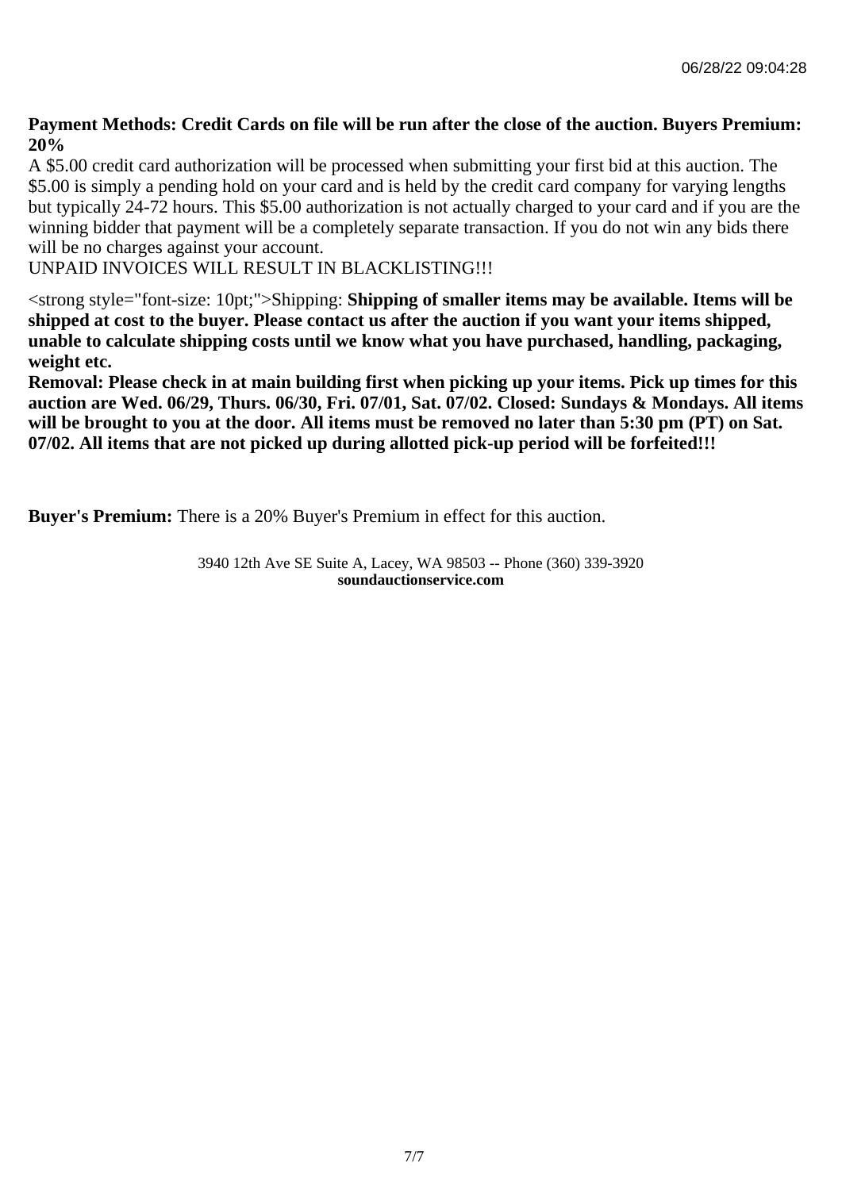**Payment Methods: Credit Cards on file will be run after the close of the auction. Buyers Premium: 20%**

A $5.00 credit card authorization will be processed when submitting your first bid at this auction. The $5.00 is simply a pending hold on your card and is held by the credit card company for varying lengths but typically 24-72 hours. This $5.00 authorization is not actually charged to your card and if you are the winning bidder that payment will be a completely separate transaction. If you do not win any bids there will be no charges against your account.

UNPAID INVOICES WILL RESULT IN BLACKLISTING!!!

<strong style="font-size: 10pt;">Shipping: **Shipping of smaller items may be available. Items will be shipped at cost to the buyer. Please contact us after the auction if you want your items shipped, unable to calculate shipping costs until we know what you have purchased, handling, packaging, weight etc.**

**Removal: Please check in at main building first when picking up your items. Pick up times for this auction are Wed. 06/29, Thurs. 06/30, Fri. 07/01, Sat. 07/02. Closed: Sundays & Mondays. All items will be brought to you at the door. All items must be removed no later than 5:30 pm (PT) on Sat. 07/02. All items that are not picked up during allotted pick-up period will be forfeited!!!**

**Buyer's Premium:** There is a 20% Buyer's Premium in effect for this auction.

3940 12th Ave SE Suite A, Lacey, WA 98503 -- Phone (360) 339-3920
**soundauctionservice.com**